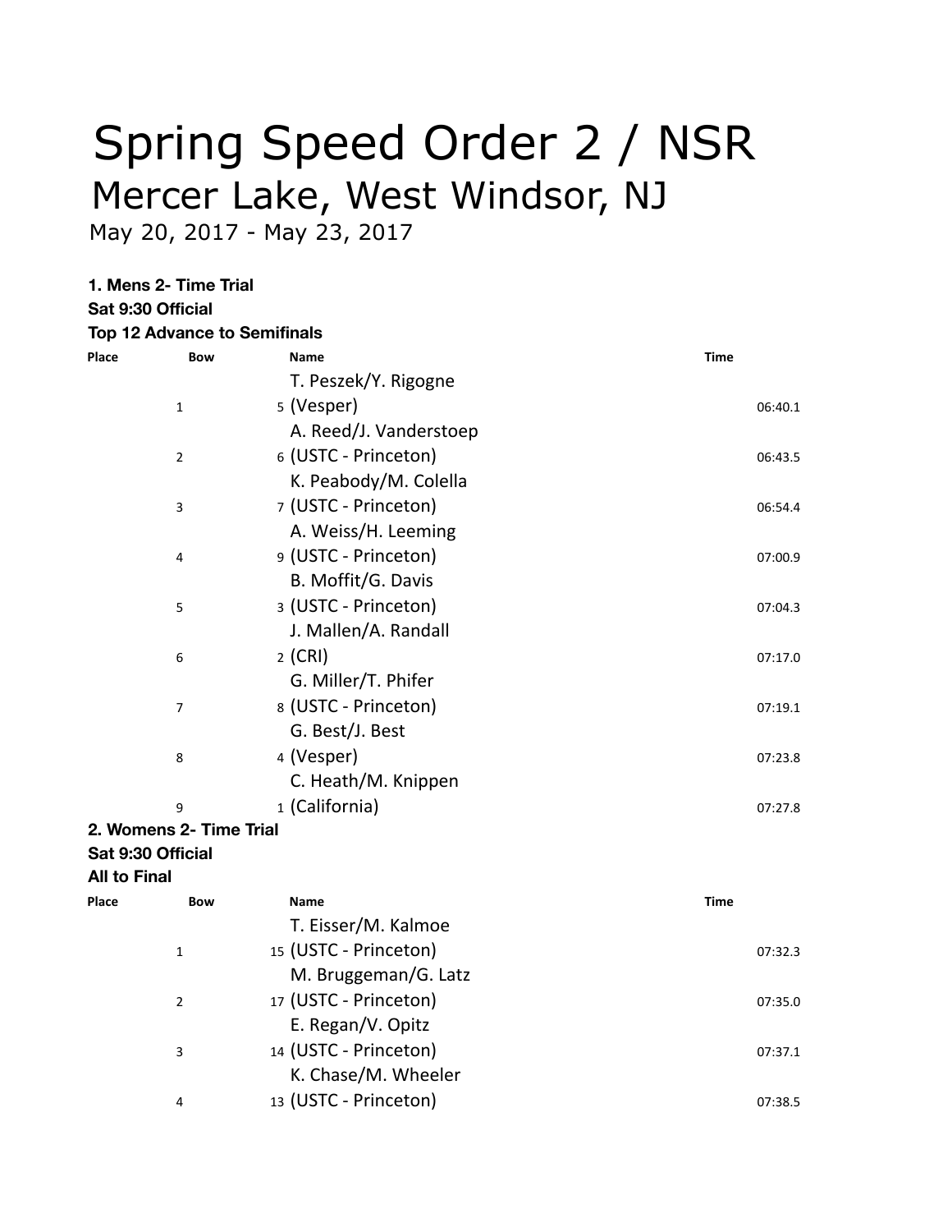# Spring Speed Order 2 / NSR

## Mercer Lake, West Windsor, NJ

May 20, 2017 - May 23, 2017

**1. Mens 2- Time Trial**
**Sat 9:30 Official**
**Top 12 Advance to Semifinals**

| Place | Bow | Name | Time |
|---|---|---|---|
| 1 | 5 | T. Peszek/Y. Rigogne (Vesper) | 06:40.1 |
| 2 | 6 | A. Reed/J. Vanderstoep (USTC - Princeton) | 06:43.5 |
| 3 | 7 | K. Peabody/M. Colella (USTC - Princeton) | 06:54.4 |
| 4 | 9 | A. Weiss/H. Leeming (USTC - Princeton) | 07:00.9 |
| 5 | 3 | B. Moffit/G. Davis (USTC - Princeton) | 07:04.3 |
| 6 | 2 | J. Mallen/A. Randall (CRI) | 07:17.0 |
| 7 | 8 | G. Miller/T. Phifer (USTC - Princeton) | 07:19.1 |
| 8 | 4 | G. Best/J. Best (Vesper) | 07:23.8 |
| 9 | 1 | C. Heath/M. Knippen (California) | 07:27.8 |

**2. Womens 2- Time Trial**
**Sat 9:30 Official**
**All to Final**

| Place | Bow | Name | Time |
|---|---|---|---|
| 1 | 15 | T. Eisser/M. Kalmoe (USTC - Princeton) | 07:32.3 |
| 2 | 17 | M. Bruggeman/G. Latz (USTC - Princeton) | 07:35.0 |
| 3 | 14 | E. Regan/V. Opitz (USTC - Princeton) | 07:37.1 |
| 4 | 13 | K. Chase/M. Wheeler (USTC - Princeton) | 07:38.5 |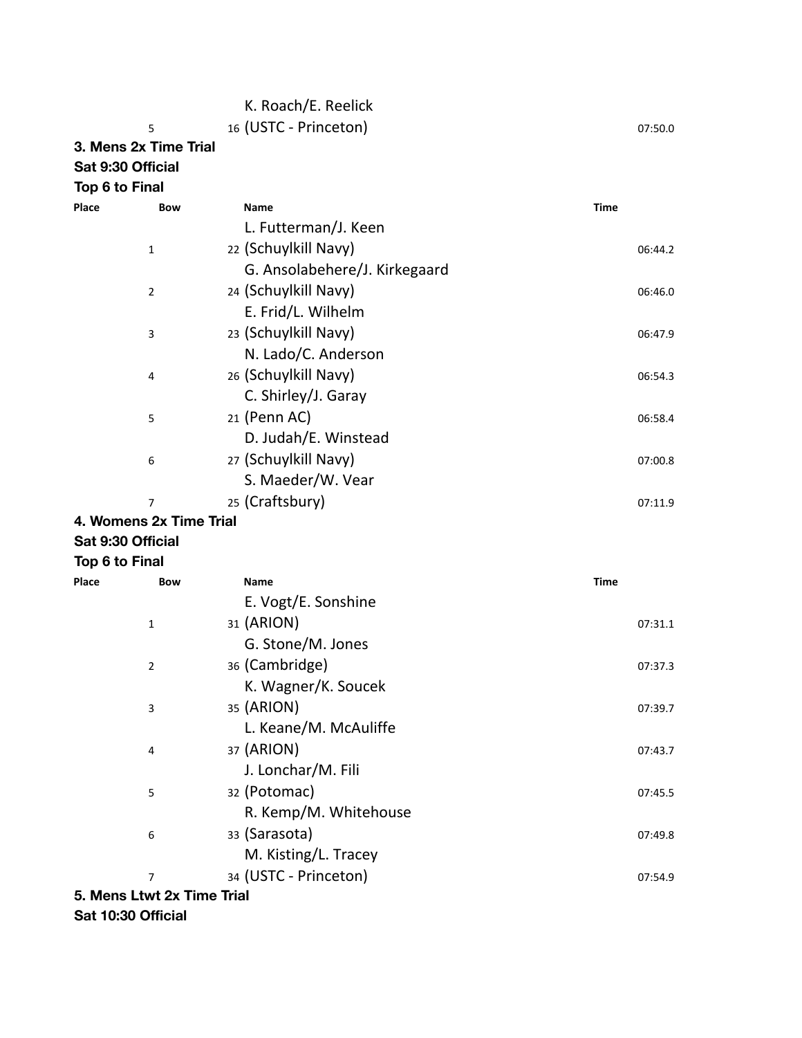| Place | Bow | Name | Time |
| --- | --- | --- | --- |
| 5 | 16 | K. Roach/E. Reelick (USTC - Princeton) | 07:50.0 |

**3. Mens 2x Time Trial**

**Sat 9:30 Official**

**Top 6 to Final**

| Place | Bow | Name | Time |
| --- | --- | --- | --- |
| 1 | 22 | L. Futterman/J. Keen (Schuylkill Navy) | 06:44.2 |
| 2 | 24 | G. Ansolabehere/J. Kirkegaard (Schuylkill Navy) | 06:46.0 |
| 3 | 23 | E. Frid/L. Wilhelm (Schuylkill Navy) | 06:47.9 |
| 4 | 26 | N. Lado/C. Anderson (Schuylkill Navy) | 06:54.3 |
| 5 | 21 | C. Shirley/J. Garay (Penn AC) | 06:58.4 |
| 6 | 27 | D. Judah/E. Winstead (Schuylkill Navy) | 07:00.8 |
| 7 | 25 | S. Maeder/W. Vear (Craftsbury) | 07:11.9 |

**4. Womens 2x Time Trial**

**Sat 9:30 Official**

**Top 6 to Final**

| Place | Bow | Name | Time |
| --- | --- | --- | --- |
| 1 | 31 | E. Vogt/E. Sonshine (ARION) | 07:31.1 |
| 2 | 36 | G. Stone/M. Jones (Cambridge) | 07:37.3 |
| 3 | 35 | K. Wagner/K. Soucek (ARION) | 07:39.7 |
| 4 | 37 | L. Keane/M. McAuliffe (ARION) | 07:43.7 |
| 5 | 32 | J. Lonchar/M. Fili (Potomac) | 07:45.5 |
| 6 | 33 | R. Kemp/M. Whitehouse (Sarasota) | 07:49.8 |
| 7 | 34 | M. Kisting/L. Tracey (USTC - Princeton) | 07:54.9 |

**5. Mens Ltwt 2x Time Trial**

**Sat 10:30 Official**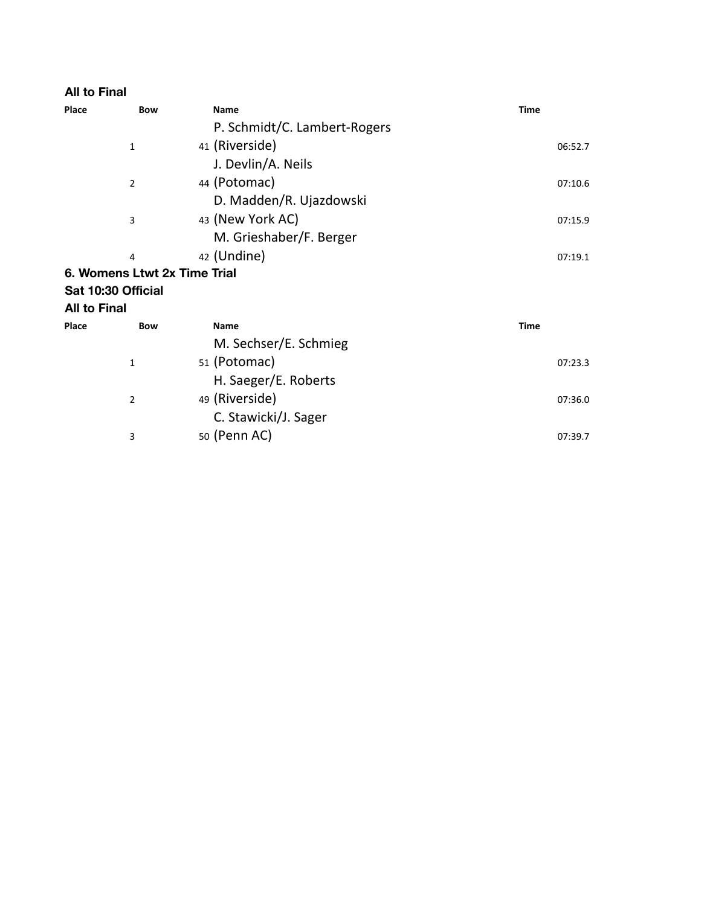**All to Final**

| Place | Bow | Name | Time |
|---|---|---|---|
| 1 | 41 | P. Schmidt/C. Lambert-Rogers (Riverside) | 06:52.7 |
| 2 | 44 | J. Devlin/A. Neils (Potomac) | 07:10.6 |
| 3 | 43 | D. Madden/R. Ujazdowski (New York AC) | 07:15.9 |
| 4 | 42 | M. Grieshaber/F. Berger (Undine) | 07:19.1 |

**6. Womens Ltwt 2x Time Trial**

**Sat 10:30 Official**

**All to Final**

| Place | Bow | Name | Time |
|---|---|---|---|
| 1 | 51 | M. Sechser/E. Schmieg (Potomac) | 07:23.3 |
| 2 | 49 | H. Saeger/E. Roberts (Riverside) | 07:36.0 |
| 3 | 50 | C. Stawicki/J. Sager (Penn AC) | 07:39.7 |